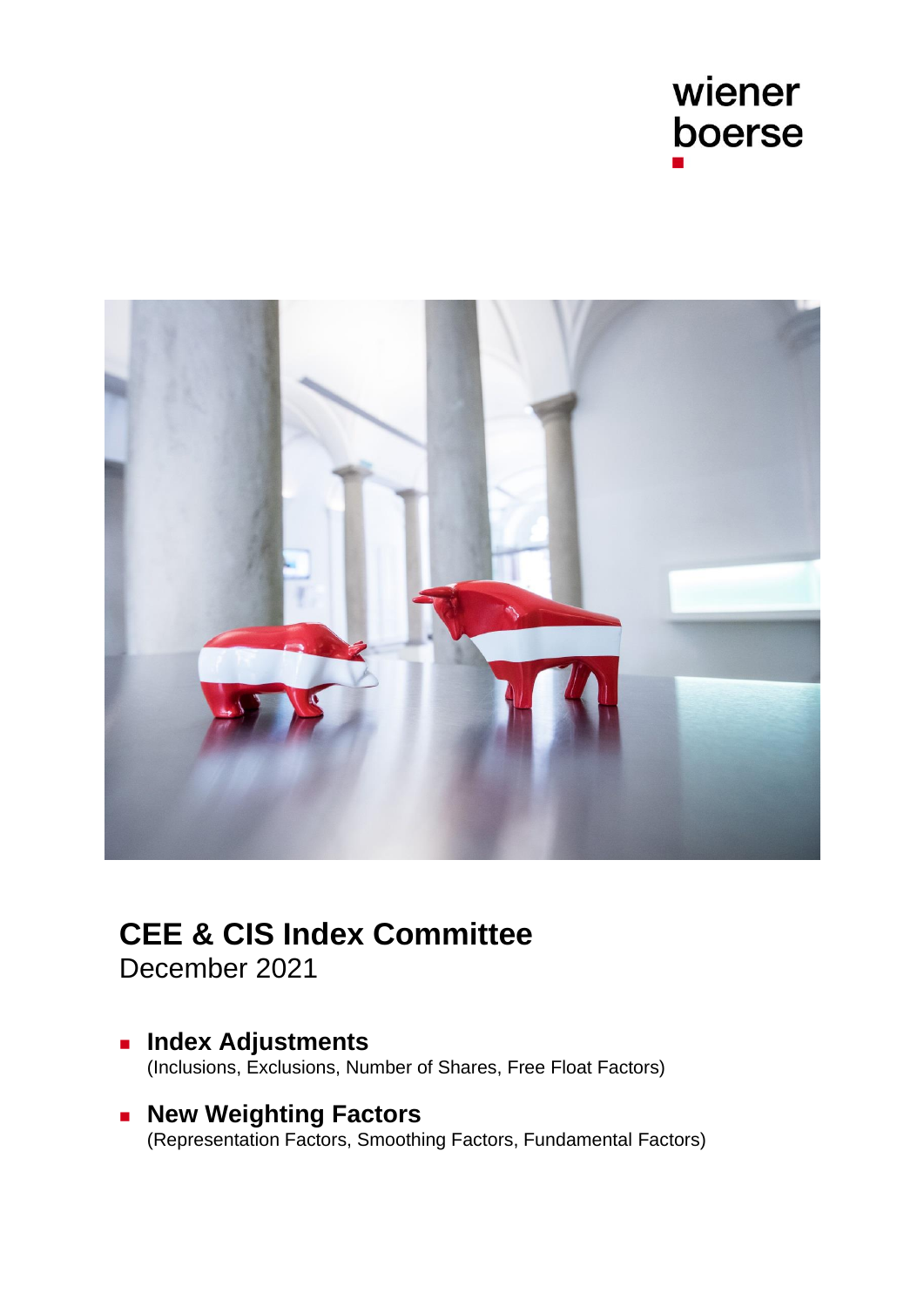wiener
boerse

# CEE & CIS Index Committee

December 2021

- **Index Adjustments**
  (Inclusions, Exclusions, Number of Shares, Free Float Factors)

- **New Weighting Factors**
  (Representation Factors, Smoothing Factors, Fundamental Factors)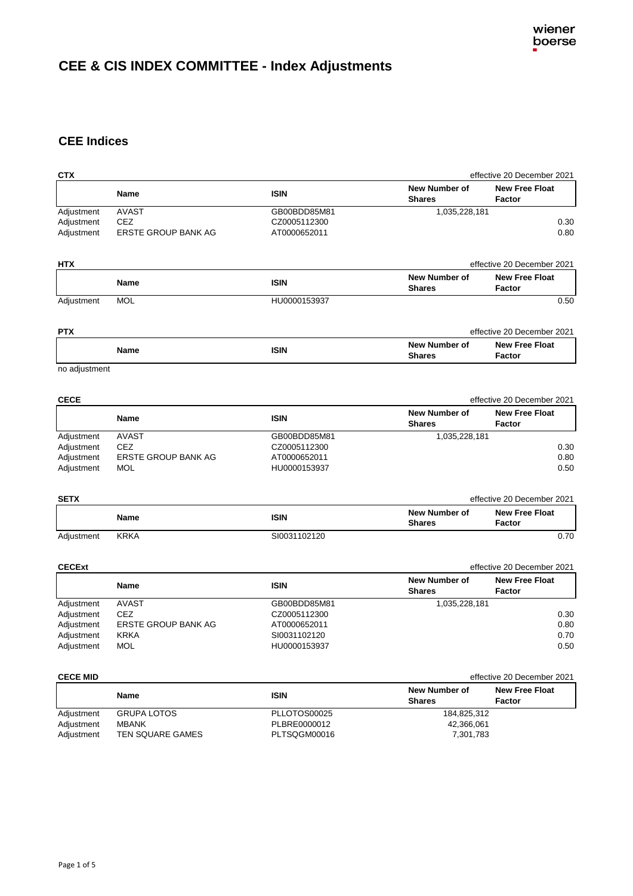# CEE & CIS INDEX COMMITTEE - Index Adjustments

## CEE Indices

**CTX** — effective 20 December 2021

| | Name | ISIN | New Number of Shares | New Free Float Factor |
|---|---|---|---|---|
| Adjustment | AVAST | GB00BDD85M81 | 1,035,228,181 | |
| Adjustment | CEZ | CZ0005112300 | | 0.30 |
| Adjustment | ERSTE GROUP BANK AG | AT0000652011 | | 0.80 |

**HTX** — effective 20 December 2021

| | Name | ISIN | New Number of Shares | New Free Float Factor |
|---|---|---|---|---|
| Adjustment | MOL | HU0000153937 | | 0.50 |

**PTX** — effective 20 December 2021

| | Name | ISIN | New Number of Shares | New Free Float Factor |
|---|---|---|---|---|

no adjustment

**CECE** — effective 20 December 2021

| | Name | ISIN | New Number of Shares | New Free Float Factor |
|---|---|---|---|---|
| Adjustment | AVAST | GB00BDD85M81 | 1,035,228,181 | |
| Adjustment | CEZ | CZ0005112300 | | 0.30 |
| Adjustment | ERSTE GROUP BANK AG | AT0000652011 | | 0.80 |
| Adjustment | MOL | HU0000153937 | | 0.50 |

**SETX** — effective 20 December 2021

| | Name | ISIN | New Number of Shares | New Free Float Factor |
|---|---|---|---|---|
| Adjustment | KRKA | SI0031102120 | | 0.70 |

**CECExt** — effective 20 December 2021

| | Name | ISIN | New Number of Shares | New Free Float Factor |
|---|---|---|---|---|
| Adjustment | AVAST | GB00BDD85M81 | 1,035,228,181 | |
| Adjustment | CEZ | CZ0005112300 | | 0.30 |
| Adjustment | ERSTE GROUP BANK AG | AT0000652011 | | 0.80 |
| Adjustment | KRKA | SI0031102120 | | 0.70 |
| Adjustment | MOL | HU0000153937 | | 0.50 |

**CECE MID** — effective 20 December 2021

| | Name | ISIN | New Number of Shares | New Free Float Factor |
|---|---|---|---|---|
| Adjustment | GRUPA LOTOS | PLLOTOS00025 | 184,825,312 | |
| Adjustment | MBANK | PLBRE0000012 | 42,366,061 | |
| Adjustment | TEN SQUARE GAMES | PLTSQGM00016 | 7,301,783 | |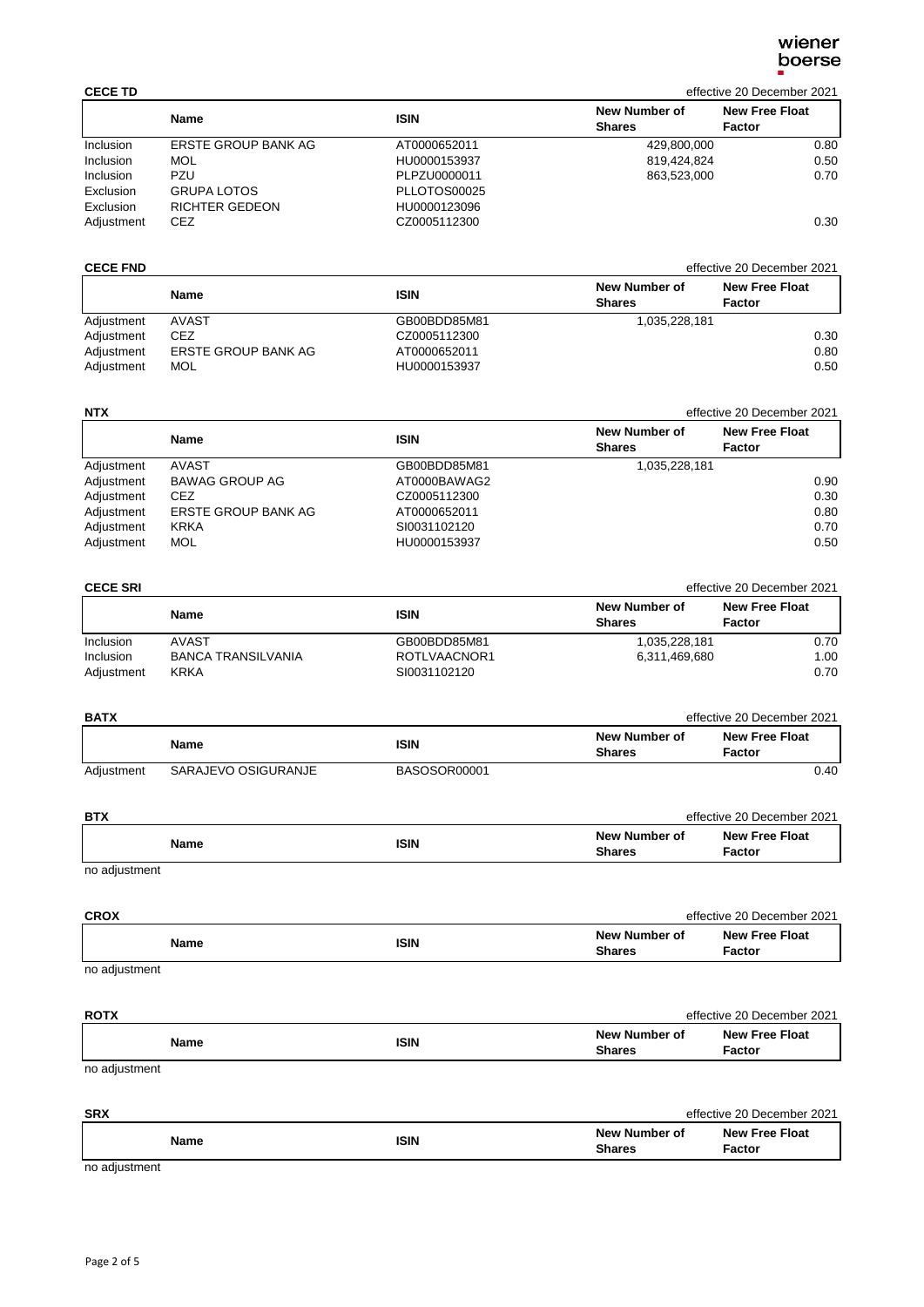**CECE TD** effective 20 December 2021

| | Name | ISIN | New Number of Shares | New Free Float Factor |
|---|---|---|---|---|
| Inclusion | ERSTE GROUP BANK AG | AT0000652011 | 429,800,000 | 0.80 |
| Inclusion | MOL | HU0000153937 | 819,424,824 | 0.50 |
| Inclusion | PZU | PLPZU0000011 | 863,523,000 | 0.70 |
| Exclusion | GRUPA LOTOS | PLLOTOS00025 | | |
| Exclusion | RICHTER GEDEON | HU0000123096 | | |
| Adjustment | CEZ | CZ0005112300 | | 0.30 |

**CECE FND** effective 20 December 2021

| | Name | ISIN | New Number of Shares | New Free Float Factor |
|---|---|---|---|---|
| Adjustment | AVAST | GB00BDD85M81 | 1,035,228,181 | |
| Adjustment | CEZ | CZ0005112300 | | 0.30 |
| Adjustment | ERSTE GROUP BANK AG | AT0000652011 | | 0.80 |
| Adjustment | MOL | HU0000153937 | | 0.50 |

**NTX** effective 20 December 2021

| | Name | ISIN | New Number of Shares | New Free Float Factor |
|---|---|---|---|---|
| Adjustment | AVAST | GB00BDD85M81 | 1,035,228,181 | |
| Adjustment | BAWAG GROUP AG | AT0000BAWAG2 | | 0.90 |
| Adjustment | CEZ | CZ0005112300 | | 0.30 |
| Adjustment | ERSTE GROUP BANK AG | AT0000652011 | | 0.80 |
| Adjustment | KRKA | SI0031102120 | | 0.70 |
| Adjustment | MOL | HU0000153937 | | 0.50 |

**CECE SRI** effective 20 December 2021

| | Name | ISIN | New Number of Shares | New Free Float Factor |
|---|---|---|---|---|
| Inclusion | AVAST | GB00BDD85M81 | 1,035,228,181 | 0.70 |
| Inclusion | BANCA TRANSILVANIA | ROTLVAACNOR1 | 6,311,469,680 | 1.00 |
| Adjustment | KRKA | SI0031102120 | | 0.70 |

**BATX** effective 20 December 2021

| | Name | ISIN | New Number of Shares | New Free Float Factor |
|---|---|---|---|---|
| Adjustment | SARAJEVO OSIGURANJE | BASOSOR00001 | | 0.40 |

**BTX** effective 20 December 2021

| | Name | ISIN | New Number of Shares | New Free Float Factor |
|---|---|---|---|---|

no adjustment

**CROX** effective 20 December 2021

| | Name | ISIN | New Number of Shares | New Free Float Factor |
|---|---|---|---|---|

no adjustment

**ROTX** effective 20 December 2021

| | Name | ISIN | New Number of Shares | New Free Float Factor |
|---|---|---|---|---|

no adjustment

**SRX** effective 20 December 2021

| | Name | ISIN | New Number of Shares | New Free Float Factor |
|---|---|---|---|---|

no adjustment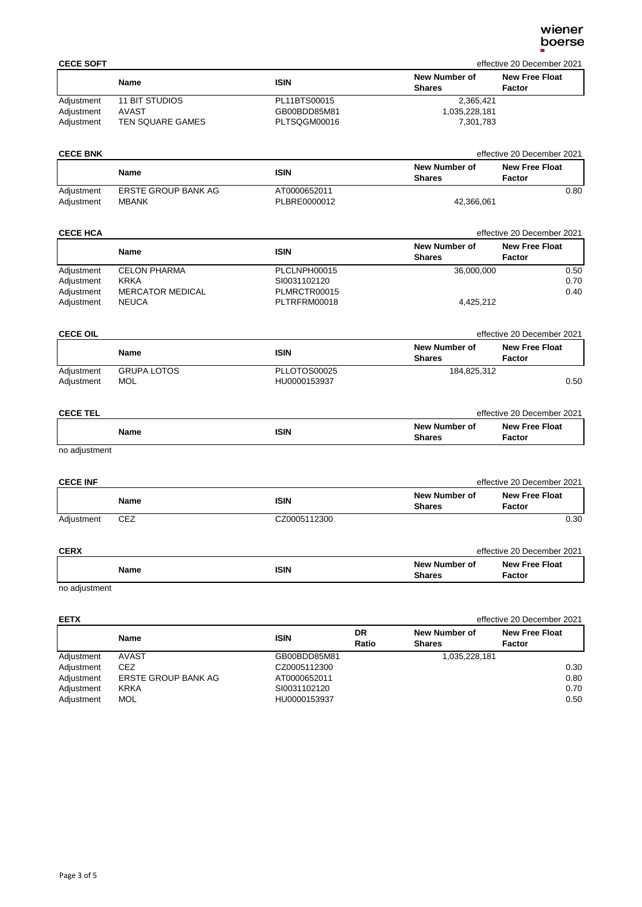**CECE SOFT** effective 20 December 2021

| | Name | ISIN | New Number of Shares | New Free Float Factor |
|---|---|---|---|---|
| Adjustment | 11 BIT STUDIOS | PL11BTS00015 | 2,365,421 | |
| Adjustment | AVAST | GB00BDD85M81 | 1,035,228,181 | |
| Adjustment | TEN SQUARE GAMES | PLTSQGM00016 | 7,301,783 | |

**CECE BNK** effective 20 December 2021

| | Name | ISIN | New Number of Shares | New Free Float Factor |
|---|---|---|---|---|
| Adjustment | ERSTE GROUP BANK AG | AT0000652011 | | 0.80 |
| Adjustment | MBANK | PLBRE0000012 | 42,366,061 | |

**CECE HCA** effective 20 December 2021

| | Name | ISIN | New Number of Shares | New Free Float Factor |
|---|---|---|---|---|
| Adjustment | CELON PHARMA | PLCLNPH00015 | 36,000,000 | 0.50 |
| Adjustment | KRKA | SI0031102120 | | 0.70 |
| Adjustment | MERCATOR MEDICAL | PLMRCTR00015 | | 0.40 |
| Adjustment | NEUCA | PLTRFRM00018 | 4,425,212 | |

**CECE OIL** effective 20 December 2021

| | Name | ISIN | New Number of Shares | New Free Float Factor |
|---|---|---|---|---|
| Adjustment | GRUPA LOTOS | PLLOTOS00025 | 184,825,312 | |
| Adjustment | MOL | HU0000153937 | | 0.50 |

**CECE TEL** effective 20 December 2021

| | Name | ISIN | New Number of Shares | New Free Float Factor |
|---|---|---|---|---|

no adjustment

**CECE INF** effective 20 December 2021

| | Name | ISIN | New Number of Shares | New Free Float Factor |
|---|---|---|---|---|
| Adjustment | CEZ | CZ0005112300 | | 0.30 |

**CERX** effective 20 December 2021

| | Name | ISIN | New Number of Shares | New Free Float Factor |
|---|---|---|---|---|

no adjustment

**EETX** effective 20 December 2021

| | Name | ISIN | DR Ratio | New Number of Shares | New Free Float Factor |
|---|---|---|---|---|---|
| Adjustment | AVAST | GB00BDD85M81 | | 1,035,228,181 | |
| Adjustment | CEZ | CZ0005112300 | | | 0.30 |
| Adjustment | ERSTE GROUP BANK AG | AT0000652011 | | | 0.80 |
| Adjustment | KRKA | SI0031102120 | | | 0.70 |
| Adjustment | MOL | HU0000153937 | | | 0.50 |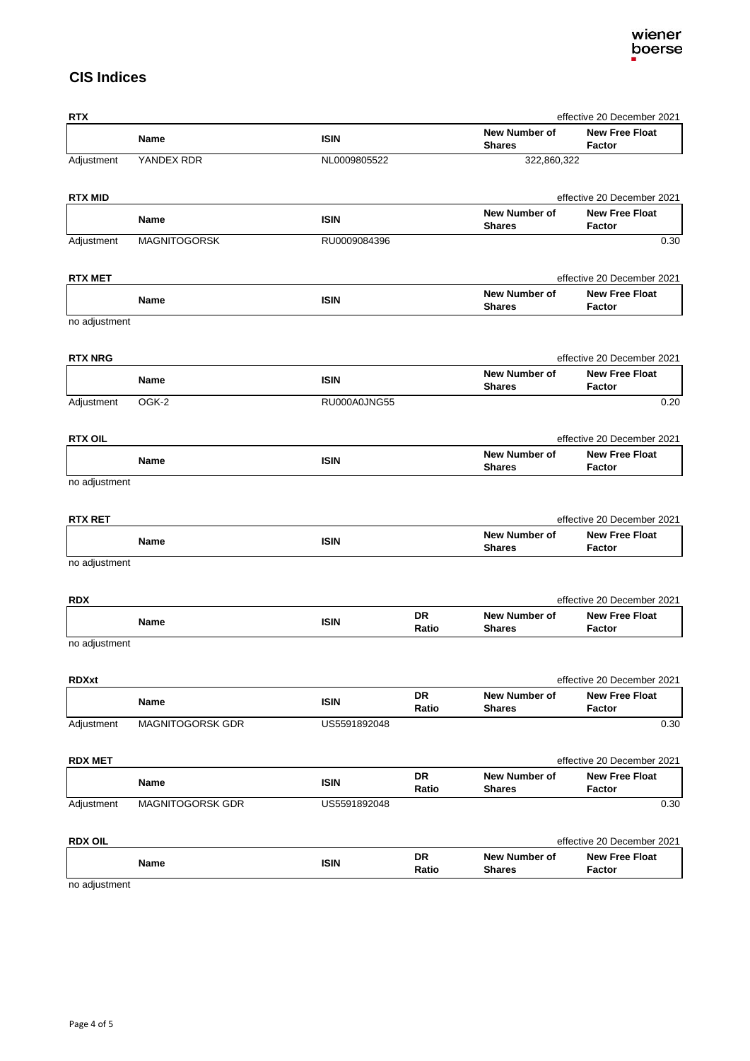## CIS Indices

**RTX** — effective 20 December 2021

| | Name | ISIN | New Number of Shares | New Free Float Factor |
|---|---|---|---|---|
| Adjustment | YANDEX RDR | NL0009805522 | 322,860,322 | |

**RTX MID** — effective 20 December 2021

| | Name | ISIN | New Number of Shares | New Free Float Factor |
|---|---|---|---|---|
| Adjustment | MAGNITOGORSK | RU0009084396 | | 0.30 |

**RTX MET** — effective 20 December 2021

| | Name | ISIN | New Number of Shares | New Free Float Factor |
|---|---|---|---|---|
| no adjustment | | | | |

**RTX NRG** — effective 20 December 2021

| | Name | ISIN | New Number of Shares | New Free Float Factor |
|---|---|---|---|---|
| Adjustment | OGK-2 | RU000A0JNG55 | | 0.20 |

**RTX OIL** — effective 20 December 2021

| | Name | ISIN | New Number of Shares | New Free Float Factor |
|---|---|---|---|---|
| no adjustment | | | | |

**RTX RET** — effective 20 December 2021

| | Name | ISIN | New Number of Shares | New Free Float Factor |
|---|---|---|---|---|
| no adjustment | | | | |

**RDX** — effective 20 December 2021

| | Name | ISIN | DR Ratio | New Number of Shares | New Free Float Factor |
|---|---|---|---|---|---|
| no adjustment | | | | | |

**RDXxt** — effective 20 December 2021

| | Name | ISIN | DR Ratio | New Number of Shares | New Free Float Factor |
|---|---|---|---|---|---|
| Adjustment | MAGNITOGORSK GDR | US5591892048 | | | 0.30 |

**RDX MET** — effective 20 December 2021

| | Name | ISIN | DR Ratio | New Number of Shares | New Free Float Factor |
|---|---|---|---|---|---|
| Adjustment | MAGNITOGORSK GDR | US5591892048 | | | 0.30 |

**RDX OIL** — effective 20 December 2021

| | Name | ISIN | DR Ratio | New Number of Shares | New Free Float Factor |
|---|---|---|---|---|---|
| no adjustment | | | | | |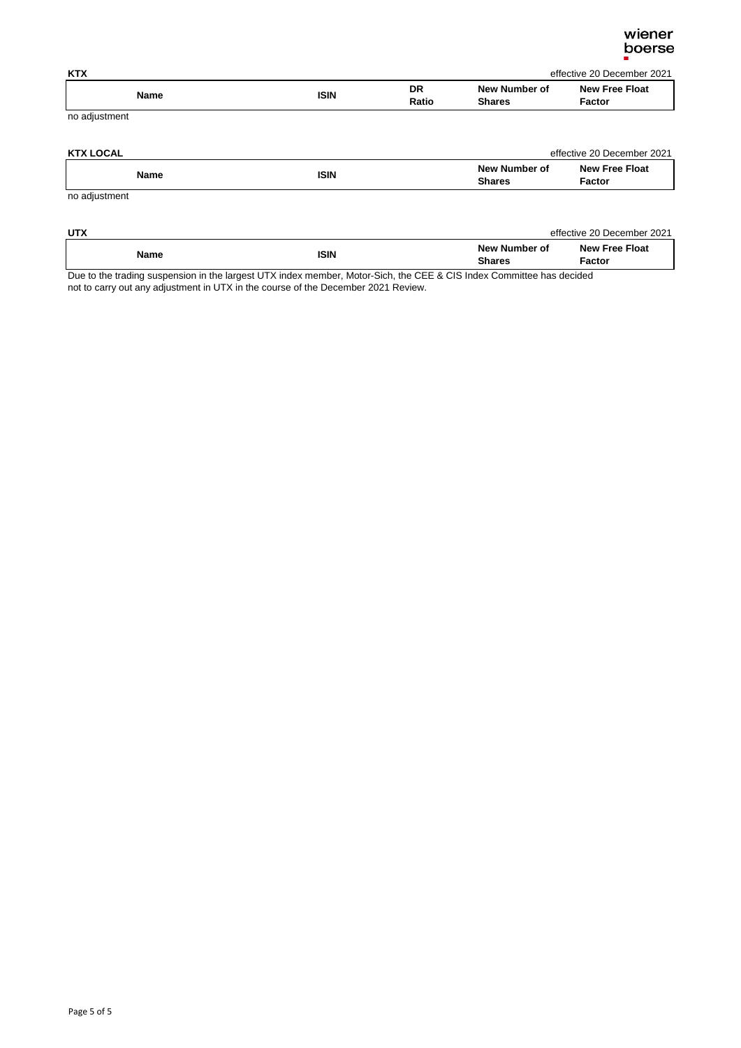**KTX**

effective 20 December 2021

| Name | ISIN | DR Ratio | New Number of Shares | New Free Float Factor |
|---|---|---|---|---|

no adjustment

**KTX LOCAL**

effective 20 December 2021

| Name | ISIN | New Number of Shares | New Free Float Factor |
|---|---|---|---|

no adjustment

**UTX**

effective 20 December 2021

| Name | ISIN | New Number of Shares | New Free Float Factor |
|---|---|---|---|

Due to the trading suspension in the largest UTX index member, Motor-Sich, the CEE & CIS Index Committee has decided not to carry out any adjustment in UTX in the course of the December 2021 Review.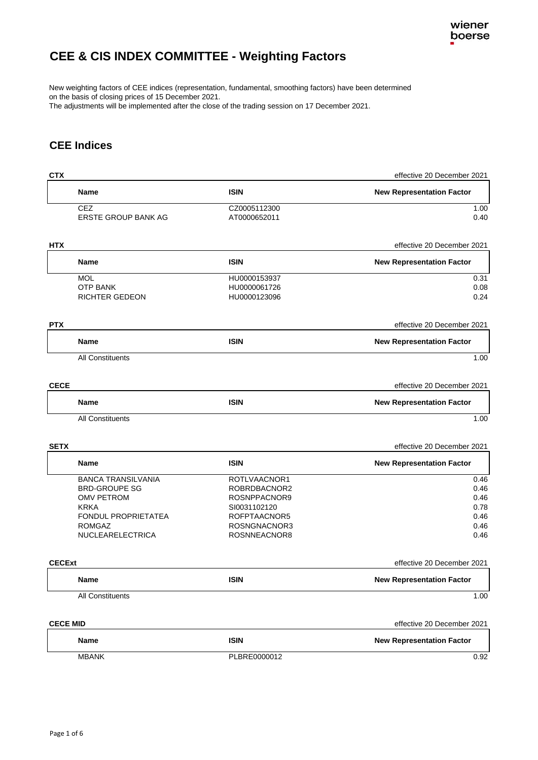# CEE & CIS INDEX COMMITTEE - Weighting Factors

New weighting factors of CEE indices (representation, fundamental, smoothing factors) have been determined on the basis of closing prices of 15 December 2021.
The adjustments will be implemented after the close of the trading session on 17 December 2021.

## CEE Indices

**CTX** — effective 20 December 2021

| Name | ISIN | New Representation Factor |
|---|---|---|
| CEZ | CZ0005112300 | 1.00 |
| ERSTE GROUP BANK AG | AT0000652011 | 0.40 |

**HTX** — effective 20 December 2021

| Name | ISIN | New Representation Factor |
|---|---|---|
| MOL | HU0000153937 | 0.31 |
| OTP BANK | HU0000061726 | 0.08 |
| RICHTER GEDEON | HU0000123096 | 0.24 |

**PTX** — effective 20 December 2021

| Name | ISIN | New Representation Factor |
|---|---|---|
| All Constituents | | 1.00 |

**CECE** — effective 20 December 2021

| Name | ISIN | New Representation Factor |
|---|---|---|
| All Constituents | | 1.00 |

**SETX** — effective 20 December 2021

| Name | ISIN | New Representation Factor |
|---|---|---|
| BANCA TRANSILVANIA | ROTLVAACNOR1 | 0.46 |
| BRD-GROUPE SG | ROBRDBACNOR2 | 0.46 |
| OMV PETROM | ROSNPPACNOR9 | 0.46 |
| KRKA | SI0031102120 | 0.78 |
| FONDUL PROPRIETATEA | ROFPTAACNOR5 | 0.46 |
| ROMGAZ | ROSNGNACNOR3 | 0.46 |
| NUCLEARELECTRICA | ROSNNEACNOR8 | 0.46 |

**CECExt** — effective 20 December 2021

| Name | ISIN | New Representation Factor |
|---|---|---|
| All Constituents | | 1.00 |

**CECE MID** — effective 20 December 2021

| Name | ISIN | New Representation Factor |
|---|---|---|
| MBANK | PLBRE0000012 | 0.92 |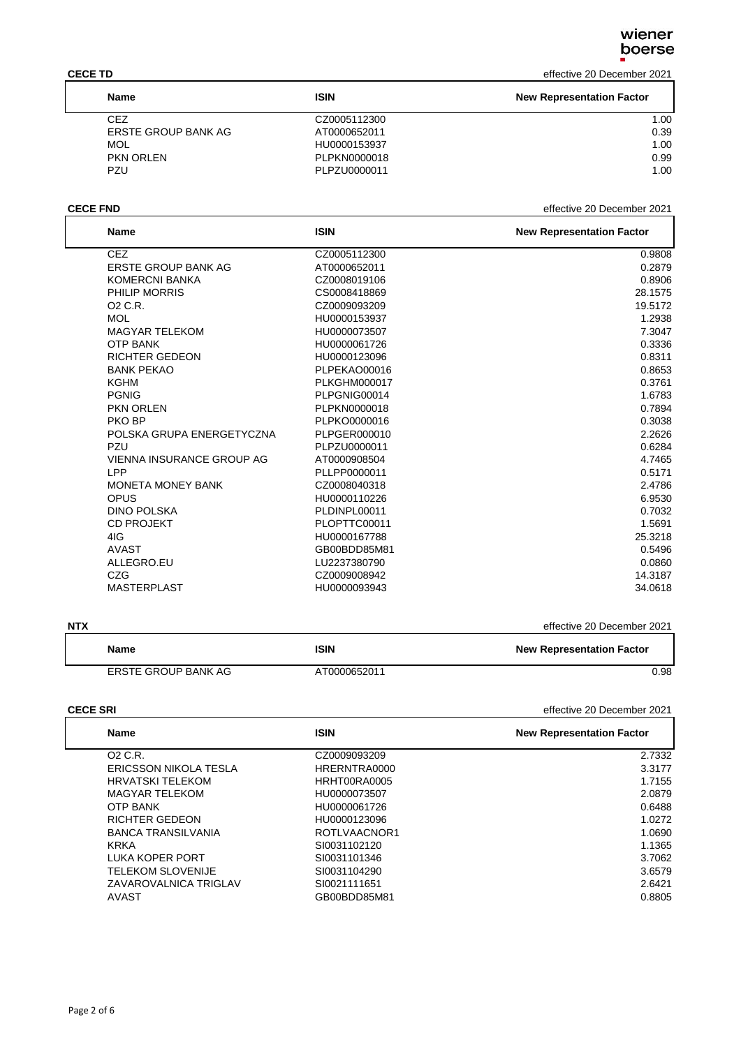**CECE TD** effective 20 December 2021

| Name | ISIN | New Representation Factor |
|---|---|---|
| CEZ | CZ0005112300 | 1.00 |
| ERSTE GROUP BANK AG | AT0000652011 | 0.39 |
| MOL | HU0000153937 | 1.00 |
| PKN ORLEN | PLPKN0000018 | 0.99 |
| PZU | PLPZU0000011 | 1.00 |

**CECE FND** effective 20 December 2021

| Name | ISIN | New Representation Factor |
|---|---|---|
| CEZ | CZ0005112300 | 0.9808 |
| ERSTE GROUP BANK AG | AT0000652011 | 0.2879 |
| KOMERCNI BANKA | CZ0008019106 | 0.8906 |
| PHILIP MORRIS | CS0008418869 | 28.1575 |
| O2 C.R. | CZ0009093209 | 19.5172 |
| MOL | HU0000153937 | 1.2938 |
| MAGYAR TELEKOM | HU0000073507 | 7.3047 |
| OTP BANK | HU0000061726 | 0.3336 |
| RICHTER GEDEON | HU0000123096 | 0.8311 |
| BANK PEKAO | PLPEKAO00016 | 0.8653 |
| KGHM | PLKGHM000017 | 0.3761 |
| PGNIG | PLPGNIG00014 | 1.6783 |
| PKN ORLEN | PLPKN0000018 | 0.7894 |
| PKO BP | PLPKO0000016 | 0.3038 |
| POLSKA GRUPA ENERGETYCZNA | PLPGER000010 | 2.2626 |
| PZU | PLPZU0000011 | 0.6284 |
| VIENNA INSURANCE GROUP AG | AT0000908504 | 4.7465 |
| LPP | PLLPP0000011 | 0.5171 |
| MONETA MONEY BANK | CZ0008040318 | 2.4786 |
| OPUS | HU0000110226 | 6.9530 |
| DINO POLSKA | PLDINPL00011 | 0.7032 |
| CD PROJEKT | PLOPTTC00011 | 1.5691 |
| 4IG | HU0000167788 | 25.3218 |
| AVAST | GB00BDD85M81 | 0.5496 |
| ALLEGRO.EU | LU2237380790 | 0.0860 |
| CZG | CZ0009008942 | 14.3187 |
| MASTERPLAST | HU0000093943 | 34.0618 |

**NTX** effective 20 December 2021

| Name | ISIN | New Representation Factor |
|---|---|---|
| ERSTE GROUP BANK AG | AT0000652011 | 0.98 |

**CECE SRI** effective 20 December 2021

| Name | ISIN | New Representation Factor |
|---|---|---|
| O2 C.R. | CZ0009093209 | 2.7332 |
| ERICSSON NIKOLA TESLA | HRERNTRA0000 | 3.3177 |
| HRVATSKI TELEKOM | HRHT00RA0005 | 1.7155 |
| MAGYAR TELEKOM | HU0000073507 | 2.0879 |
| OTP BANK | HU0000061726 | 0.6488 |
| RICHTER GEDEON | HU0000123096 | 1.0272 |
| BANCA TRANSILVANIA | ROTLVAACNOR1 | 1.0690 |
| KRKA | SI0031102120 | 1.1365 |
| LUKA KOPER PORT | SI0031101346 | 3.7062 |
| TELEKOM SLOVENIJE | SI0031104290 | 3.6579 |
| ZAVAROVALNICA TRIGLAV | SI0021111651 | 2.6421 |
| AVAST | GB00BDD85M81 | 0.8805 |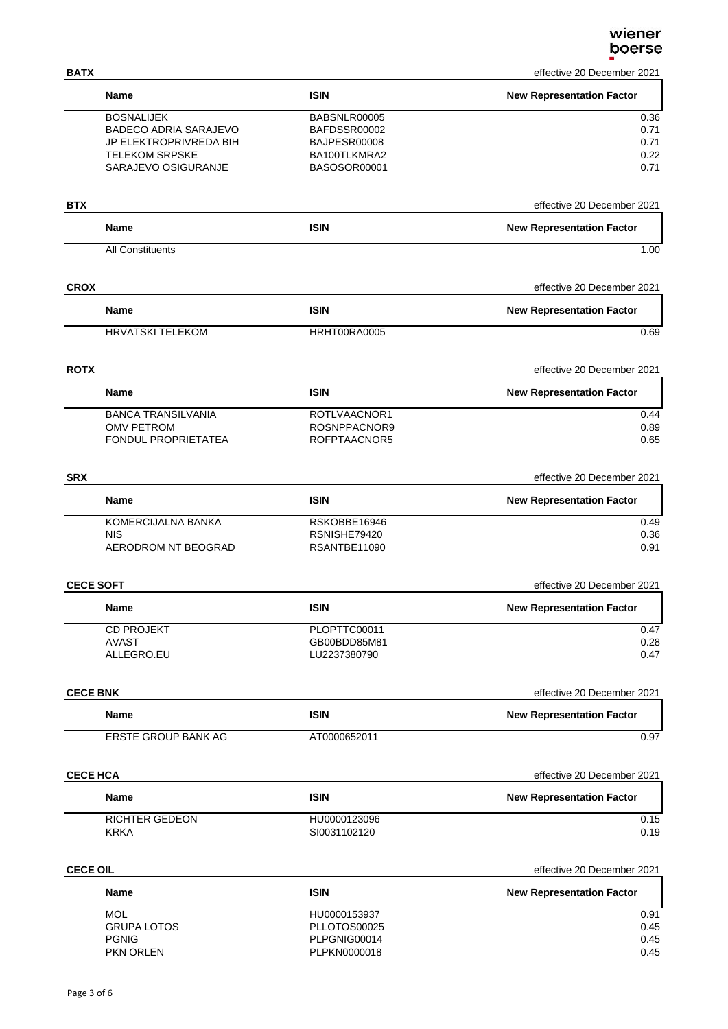**BATX** effective 20 December 2021

| Name | ISIN | New Representation Factor |
|---|---|---|
| BOSNALIJEK | BABSNLR00005 | 0.36 |
| BADECO ADRIA SARAJEVO | BAFDSSR00002 | 0.71 |
| JP ELEKTROPRIVREDA BIH | BAJPESR00008 | 0.71 |
| TELEKOM SRPSKE | BA100TLKMRA2 | 0.22 |
| SARAJEVO OSIGURANJE | BASOSOR00001 | 0.71 |

**BTX** effective 20 December 2021

| Name | ISIN | New Representation Factor |
|---|---|---|
| All Constituents | | 1.00 |

**CROX** effective 20 December 2021

| Name | ISIN | New Representation Factor |
|---|---|---|
| HRVATSKI TELEKOM | HRHT00RA0005 | 0.69 |

**ROTX** effective 20 December 2021

| Name | ISIN | New Representation Factor |
|---|---|---|
| BANCA TRANSILVANIA | ROTLVAACNOR1 | 0.44 |
| OMV PETROM | ROSNPPACNOR9 | 0.89 |
| FONDUL PROPRIETATEA | ROFPTAACNOR5 | 0.65 |

**SRX** effective 20 December 2021

| Name | ISIN | New Representation Factor |
|---|---|---|
| KOMERCIJALNA BANKA | RSKOBBE16946 | 0.49 |
| NIS | RSNISHE79420 | 0.36 |
| AERODROM NT BEOGRAD | RSANTBE11090 | 0.91 |

**CECE SOFT** effective 20 December 2021

| Name | ISIN | New Representation Factor |
|---|---|---|
| CD PROJEKT | PLOPTTC00011 | 0.47 |
| AVAST | GB00BDD85M81 | 0.28 |
| ALLEGRO.EU | LU2237380790 | 0.47 |

**CECE BNK** effective 20 December 2021

| Name | ISIN | New Representation Factor |
|---|---|---|
| ERSTE GROUP BANK AG | AT0000652011 | 0.97 |

**CECE HCA** effective 20 December 2021

| Name | ISIN | New Representation Factor |
|---|---|---|
| RICHTER GEDEON | HU0000123096 | 0.15 |
| KRKA | SI0031102120 | 0.19 |

**CECE OIL** effective 20 December 2021

| Name | ISIN | New Representation Factor |
|---|---|---|
| MOL | HU0000153937 | 0.91 |
| GRUPA LOTOS | PLLOTOS00025 | 0.45 |
| PGNIG | PLPGNIG00014 | 0.45 |
| PKN ORLEN | PLPKN0000018 | 0.45 |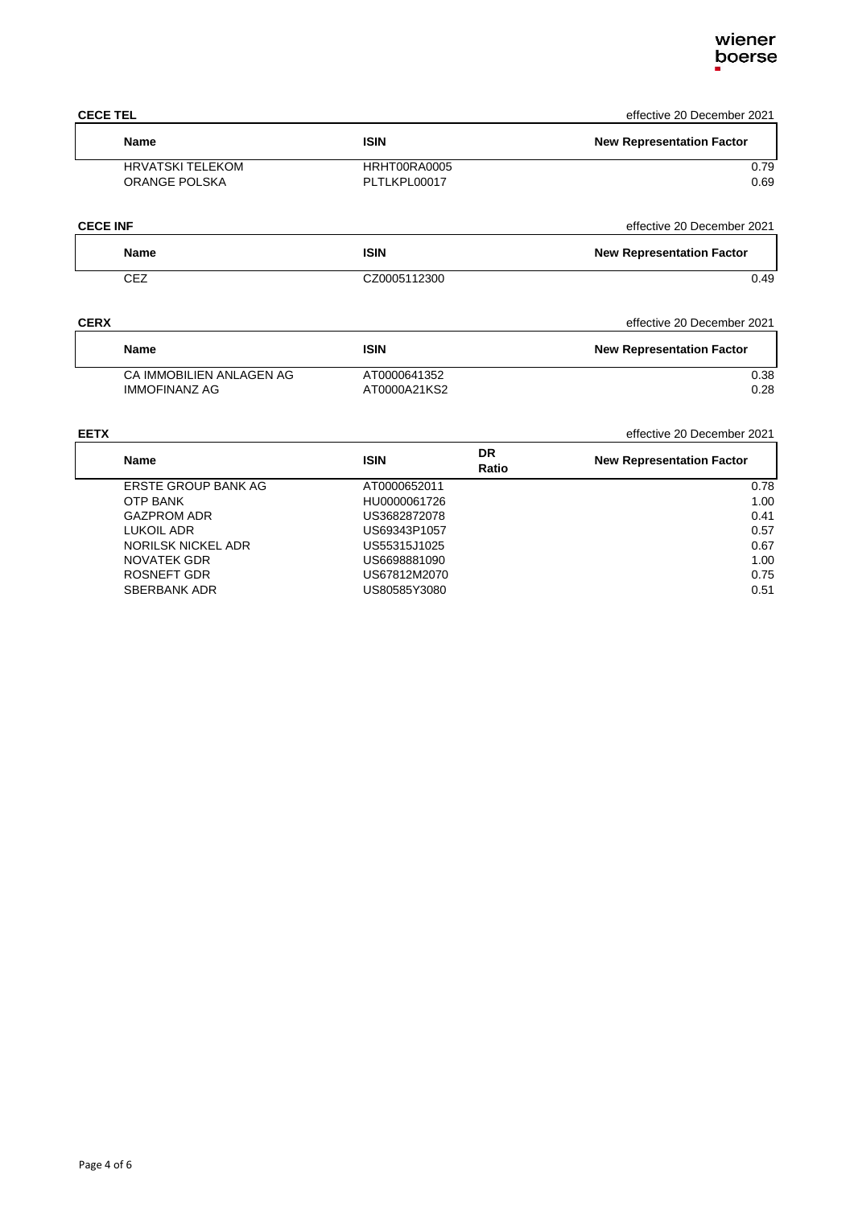**CECE TEL** effective 20 December 2021

| Name | ISIN | New Representation Factor |
|---|---|---|
| HRVATSKI TELEKOM | HRHT00RA0005 | 0.79 |
| ORANGE POLSKA | PLTLKPL00017 | 0.69 |

**CECE INF** effective 20 December 2021

| Name | ISIN | New Representation Factor |
|---|---|---|
| CEZ | CZ0005112300 | 0.49 |

**CERX** effective 20 December 2021

| Name | ISIN | New Representation Factor |
|---|---|---|
| CA IMMOBILIEN ANLAGEN AG | AT0000641352 | 0.38 |
| IMMOFINANZ AG | AT0000A21KS2 | 0.28 |

**EETX** effective 20 December 2021

| Name | ISIN | DR Ratio | New Representation Factor |
|---|---|---|---|
| ERSTE GROUP BANK AG | AT0000652011 | | 0.78 |
| OTP BANK | HU0000061726 | | 1.00 |
| GAZPROM ADR | US3682872078 | | 0.41 |
| LUKOIL ADR | US69343P1057 | | 0.57 |
| NORILSK NICKEL ADR | US55315J1025 | | 0.67 |
| NOVATEK GDR | US6698881090 | | 1.00 |
| ROSNEFT GDR | US67812M2070 | | 0.75 |
| SBERBANK ADR | US80585Y3080 | | 0.51 |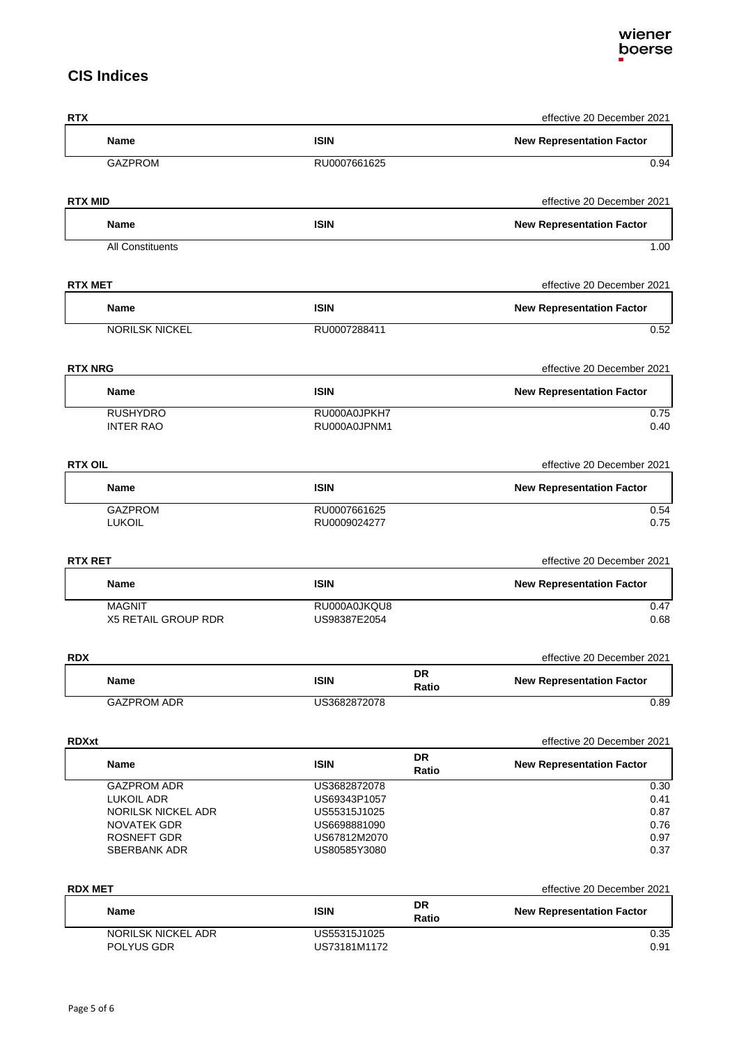## CIS Indices

**RTX** — effective 20 December 2021

| Name | ISIN | New Representation Factor |
|---|---|---|
| GAZPROM | RU0007661625 | 0.94 |

**RTX MID** — effective 20 December 2021

| Name | ISIN | New Representation Factor |
|---|---|---|
| All Constituents | | 1.00 |

**RTX MET** — effective 20 December 2021

| Name | ISIN | New Representation Factor |
|---|---|---|
| NORILSK NICKEL | RU0007288411 | 0.52 |

**RTX NRG** — effective 20 December 2021

| Name | ISIN | New Representation Factor |
|---|---|---|
| RUSHYDRO | RU000A0JPKH7 | 0.75 |
| INTER RAO | RU000A0JPNM1 | 0.40 |

**RTX OIL** — effective 20 December 2021

| Name | ISIN | New Representation Factor |
|---|---|---|
| GAZPROM | RU0007661625 | 0.54 |
| LUKOIL | RU0009024277 | 0.75 |

**RTX RET** — effective 20 December 2021

| Name | ISIN | New Representation Factor |
|---|---|---|
| MAGNIT | RU000A0JKQU8 | 0.47 |
| X5 RETAIL GROUP RDR | US98387E2054 | 0.68 |

**RDX** — effective 20 December 2021

| Name | ISIN | DR Ratio | New Representation Factor |
|---|---|---|---|
| GAZPROM ADR | US3682872078 | | 0.89 |

**RDXxt** — effective 20 December 2021

| Name | ISIN | DR Ratio | New Representation Factor |
|---|---|---|---|
| GAZPROM ADR | US3682872078 | | 0.30 |
| LUKOIL ADR | US69343P1057 | | 0.41 |
| NORILSK NICKEL ADR | US55315J1025 | | 0.87 |
| NOVATEK GDR | US6698881090 | | 0.76 |
| ROSNEFT GDR | US67812M2070 | | 0.97 |
| SBERBANK ADR | US80585Y3080 | | 0.37 |

**RDX MET** — effective 20 December 2021

| Name | ISIN | DR Ratio | New Representation Factor |
|---|---|---|---|
| NORILSK NICKEL ADR | US55315J1025 | | 0.35 |
| POLYUS GDR | US73181M1172 | | 0.91 |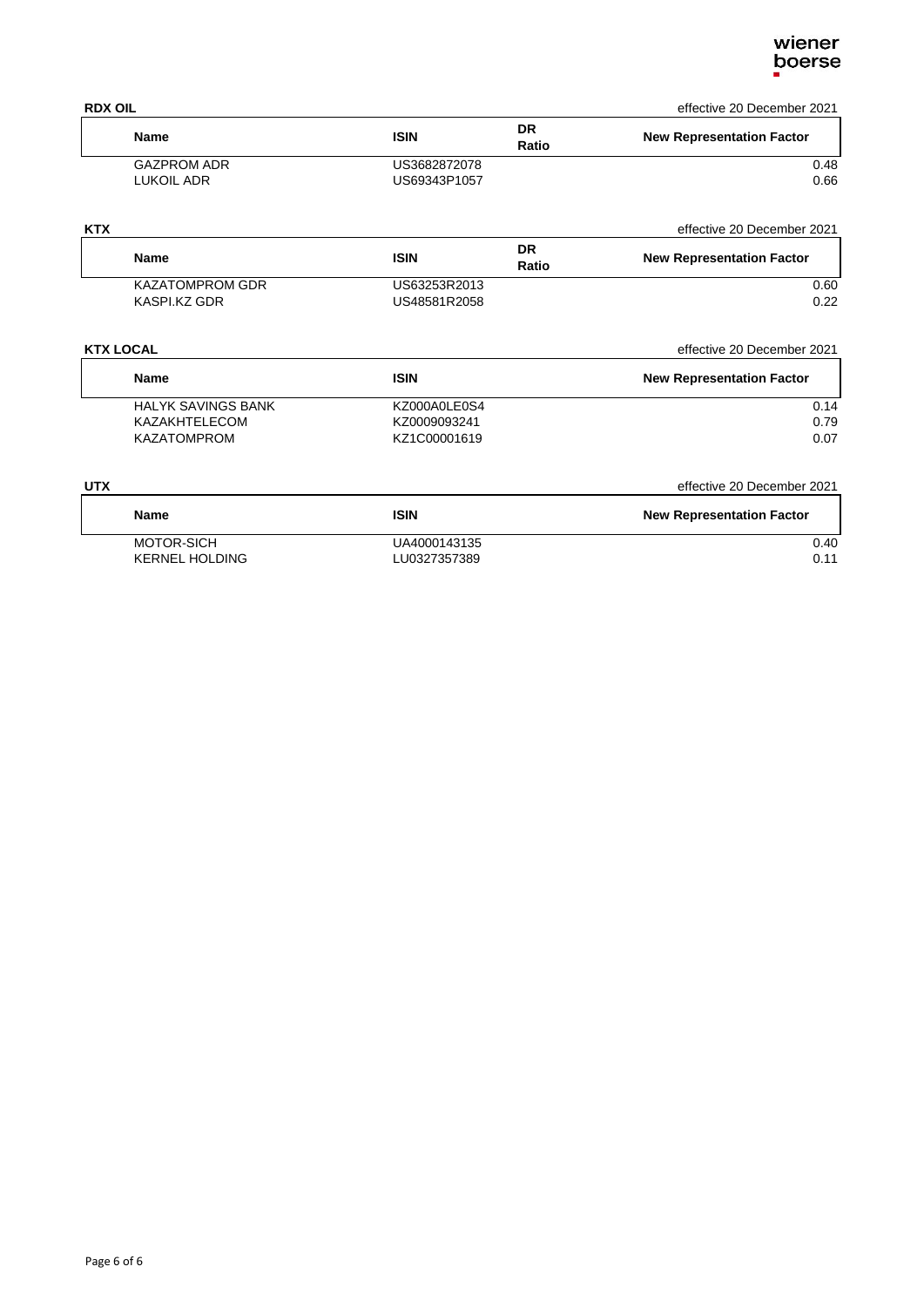**RDX OIL** effective 20 December 2021

| Name | ISIN | DR Ratio | New Representation Factor |
| --- | --- | --- | --- |
| GAZPROM ADR | US3682872078 | | 0.48 |
| LUKOIL ADR | US69343P1057 | | 0.66 |

**KTX** effective 20 December 2021

| Name | ISIN | DR Ratio | New Representation Factor |
| --- | --- | --- | --- |
| KAZATOMPROM GDR | US63253R2013 | | 0.60 |
| KASPI.KZ GDR | US48581R2058 | | 0.22 |

**KTX LOCAL** effective 20 December 2021

| Name | ISIN | New Representation Factor |
| --- | --- | --- |
| HALYK SAVINGS BANK | KZ000A0LE0S4 | 0.14 |
| KAZAKHTELECOM | KZ0009093241 | 0.79 |
| KAZATOMPROM | KZ1C00001619 | 0.07 |

**UTX** effective 20 December 2021

| Name | ISIN | New Representation Factor |
| --- | --- | --- |
| MOTOR-SICH | UA4000143135 | 0.40 |
| KERNEL HOLDING | LU0327357389 | 0.11 |